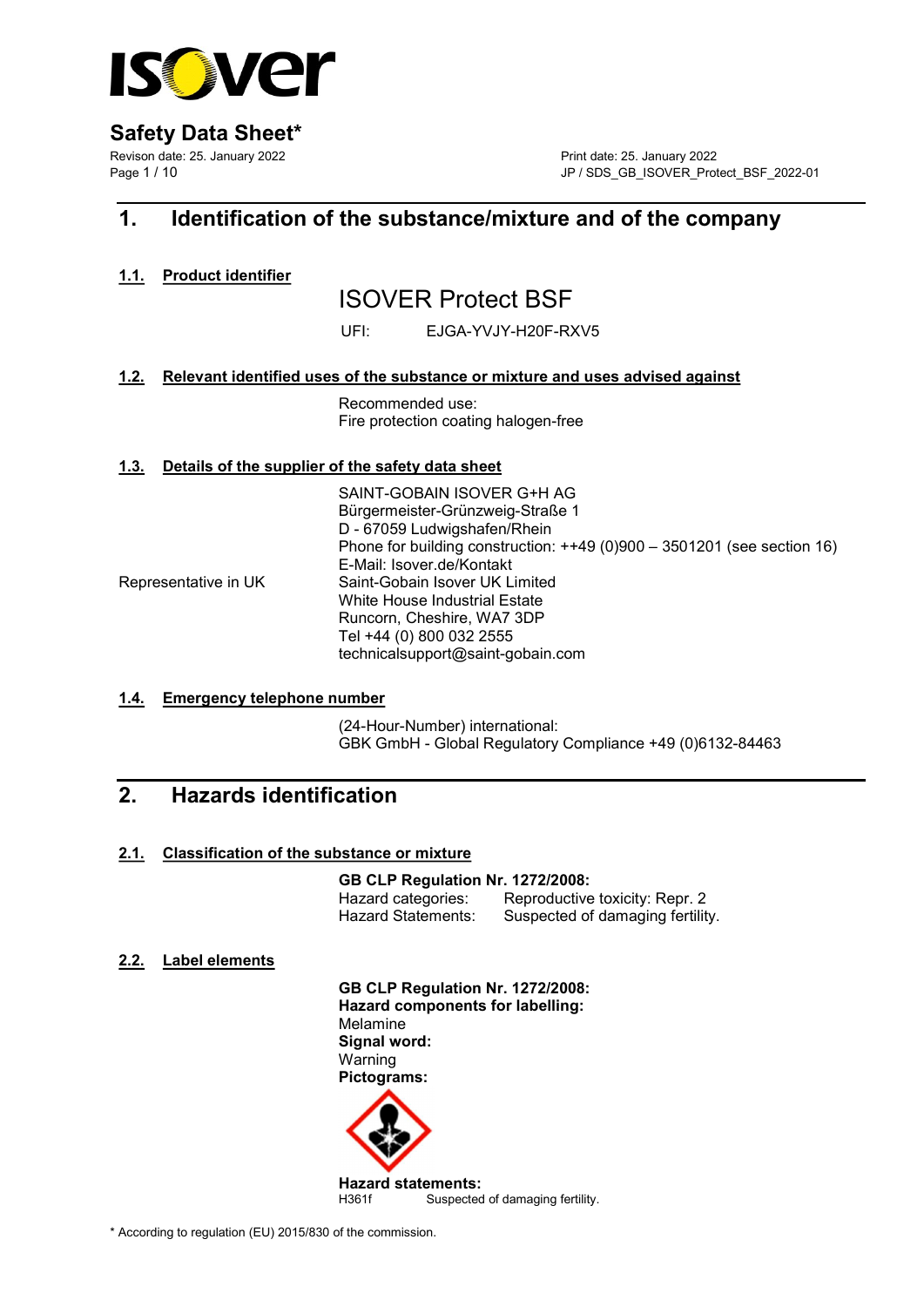# Safety Data Sheet*

Revison date: 25. January 2022

Print date: 25. January 2022

JP / SDS_GB_ISOVER_Protect_BSF_2022-01

## 1. Identification of the substance/mixture and of the company

### 1.1. Product identifier

ISOVER Protect BSF

UFI: EJGA-YVJY-H20F-RXV5

### 1.2. Relevant identified uses of the substance or mixture and uses advised against

Recommended use:
Fire protection coating halogen-free

### 1.3. Details of the supplier of the safety data sheet

SAINT-GOBAIN ISOVER G+H AG
Bürgermeister-Grünzweig-Straße 1
D - 67059 Ludwigshafen/Rhein
Phone for building construction: ++49 (0)900 – 3501201 (see section 16)
E-Mail: Isover.de/Kontakt

Representative in UK

Saint-Gobain Isover UK Limited
White House Industrial Estate
Runcorn, Cheshire, WA7 3DP
Tel +44 (0) 800 032 2555
technicalsupport@saint-gobain.com

### 1.4. Emergency telephone number

(24-Hour-Number) international:
GBK GmbH - Global Regulatory Compliance +49 (0)6132-84463

## 2. Hazards identification

### 2.1. Classification of the substance or mixture

**GB CLP Regulation Nr. 1272/2008:**

Hazard categories: Reproductive toxicity: Repr. 2

Hazard Statements: Suspected of damaging fertility.

### 2.2. Label elements

**GB CLP Regulation Nr. 1272/2008:**

**Hazard components for labelling:**
Melamine

**Signal word:**
Warning

**Pictograms:**

**Hazard statements:**

H361f Suspected of damaging fertility.

* According to regulation (EU) 2015/830 of the commission.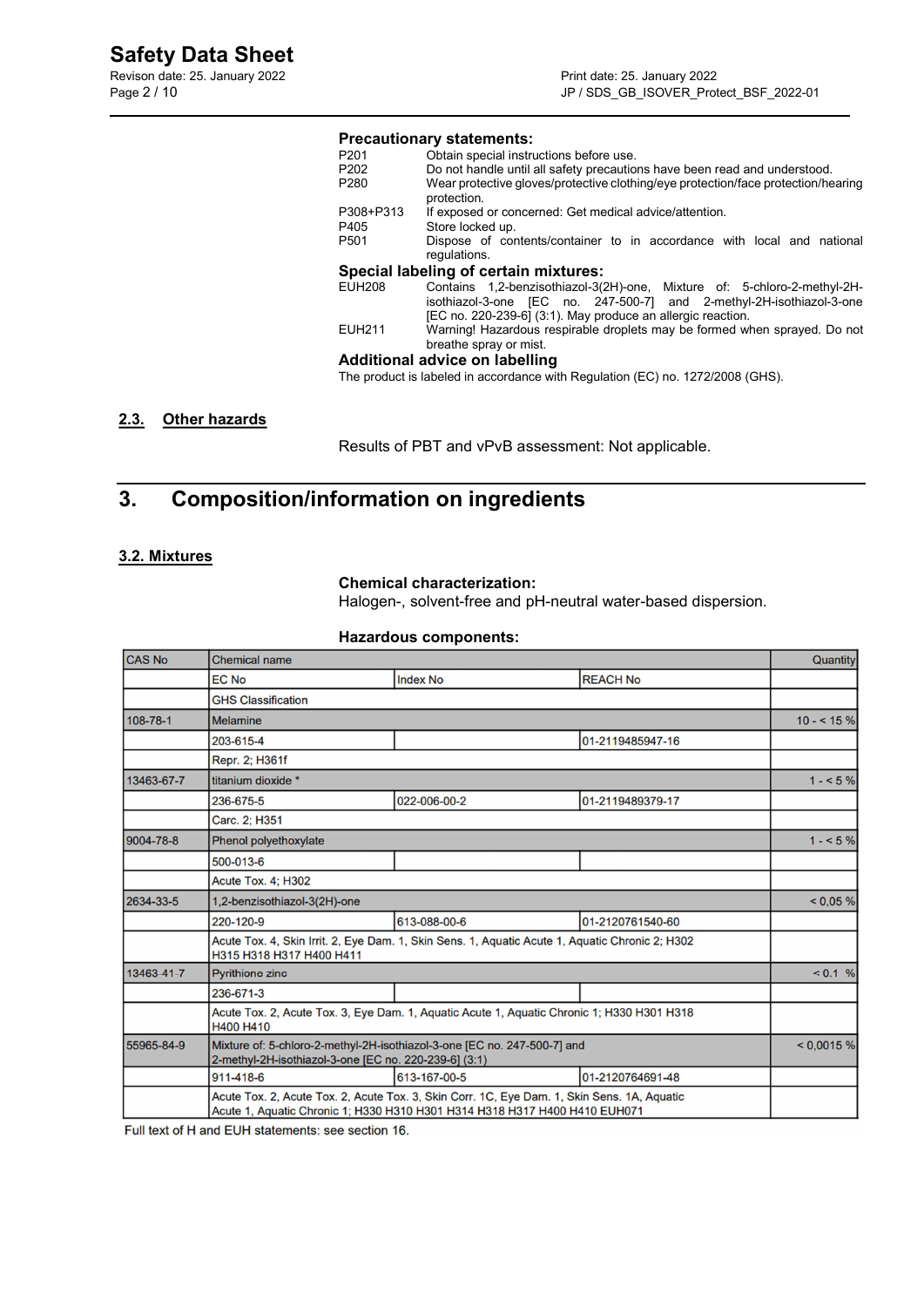### Precautionary statements:

| | |
|---|---|
| P201 | Obtain special instructions before use. |
| P202 | Do not handle until all safety precautions have been read and understood. |
| P280 | Wear protective gloves/protective clothing/eye protection/face protection/hearing protection. |
| P308+P313 | If exposed or concerned: Get medical advice/attention. |
| P405 | Store locked up. |
| P501 | Dispose of contents/container to in accordance with local and national regulations. |

### Special labeling of certain mixtures:

| | |
|---|---|
| EUH208 | Contains 1,2-benzisothiazol-3(2H)-one, Mixture of: 5-chloro-2-methyl-2H-isothiazol-3-one [EC no. 247-500-7] and 2-methyl-2H-isothiazol-3-one [EC no. 220-239-6] (3:1). May produce an allergic reaction. |
| EUH211 | Warning! Hazardous respirable droplets may be formed when sprayed. Do not breathe spray or mist. |

### Additional advice on labelling

The product is labeled in accordance with Regulation (EC) no. 1272/2008 (GHS).

## 2.3. Other hazards

Results of PBT and vPvB assessment: Not applicable.

# 3. Composition/information on ingredients

## 3.2. Mixtures

**Chemical characterization:**

Halogen-, solvent-free and pH-neutral water-based dispersion.

**Hazardous components:**

| CAS No | Chemical name | | | Quantity |
|---|---|---|---|---|
| | EC No | Index No | REACH No | |
| | GHS Classification | | | |
| 108-78-1 | Melamine | | | 10 - < 15 % |
| | 203-615-4 | | 01-2119485947-16 | |
| | Repr. 2; H361f | | | |
| 13463-67-7 | titanium dioxide * | | | 1 - < 5 % |
| | 236-675-5 | 022-006-00-2 | 01-2119489379-17 | |
| | Carc. 2; H351 | | | |
| 9004-78-8 | Phenol polyethoxylate | | | 1 - < 5 % |
| | 500-013-6 | | | |
| | Acute Tox. 4; H302 | | | |
| 2634-33-5 | 1,2-benzisothiazol-3(2H)-one | | | < 0,05 % |
| | 220-120-9 | 613-088-00-6 | 01-2120761540-60 | |
| | Acute Tox. 4, Skin Irrit. 2, Eye Dam. 1, Skin Sens. 1, Aquatic Acute 1, Aquatic Chronic 2; H302 H315 H318 H317 H400 H411 | | | |
| 13463-41-7 | Pyrithione zinc | | | < 0.1 % |
| | 236-671-3 | | | |
| | Acute Tox. 2, Acute Tox. 3, Eye Dam. 1, Aquatic Acute 1, Aquatic Chronic 1; H330 H301 H318 H400 H410 | | | |
| 55965-84-9 | Mixture of: 5-chloro-2-methyl-2H-isothiazol-3-one [EC no. 247-500-7] and 2-methyl-2H-isothiazol-3-one [EC no. 220-239-6] (3:1) | | | < 0,0015 % |
| | 911-418-6 | 613-167-00-5 | 01-2120764691-48 | |
| | Acute Tox. 2, Acute Tox. 2, Acute Tox. 3, Skin Corr. 1C, Eye Dam. 1, Skin Sens. 1A, Aquatic Acute 1, Aquatic Chronic 1; H330 H310 H301 H314 H318 H317 H400 H410 EUH071 | | | |

Full text of H and EUH statements: see section 16.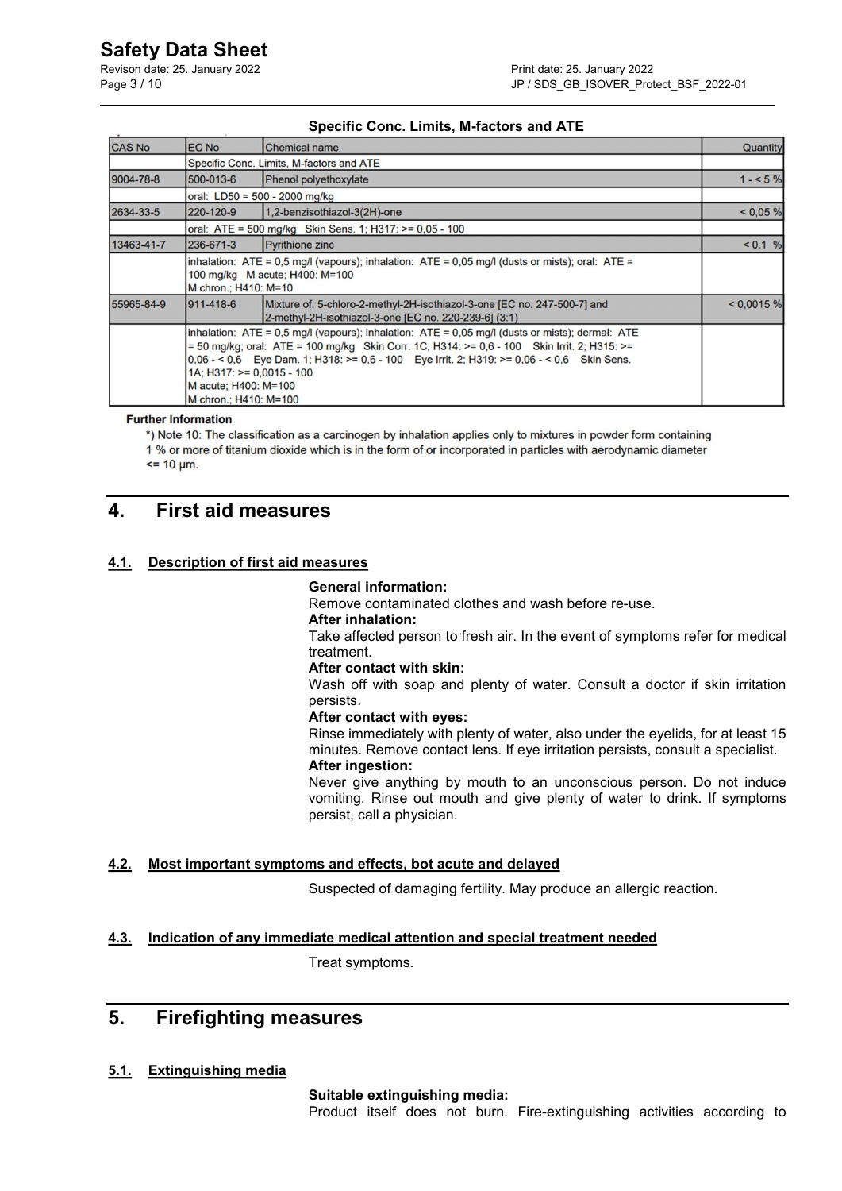**Specific Conc. Limits, M-factors and ATE**

| CAS No | EC No | Chemical name | Quantity |
|---|---|---|---|
| | Specific Conc. Limits, M-factors and ATE | | |
| 9004-78-8 | 500-013-6 | Phenol polyethoxylate | 1 - < 5 % |
| | oral: LD50 = 500 - 2000 mg/kg | | |
| 2634-33-5 | 220-120-9 | 1,2-benzisothiazol-3(2H)-one | < 0,05 % |
| | oral: ATE = 500 mg/kg Skin Sens. 1; H317: >= 0,05 - 100 | | |
| 13463-41-7 | 236-671-3 | Pyrithione zinc | < 0.1 % |
| | inhalation: ATE = 0,5 mg/l (vapours); inhalation: ATE = 0,05 mg/l (dusts or mists); oral: ATE = 100 mg/kg M acute; H400: M=100<br>M chron.; H410: M=10 | | |
| 55965-84-9 | 911-418-6 | Mixture of: 5-chloro-2-methyl-2H-isothiazol-3-one [EC no. 247-500-7] and 2-methyl-2H-isothiazol-3-one [EC no. 220-239-6] (3:1) | < 0,0015 % |
| | inhalation: ATE = 0,5 mg/l (vapours); inhalation: ATE = 0,05 mg/l (dusts or mists); dermal: ATE = 50 mg/kg; oral: ATE = 100 mg/kg Skin Corr. 1C; H314: >= 0,6 - 100 Skin Irrit. 2; H315: >= 0,06 - < 0,6 Eye Dam. 1; H318: >= 0,6 - 100 Eye Irrit. 2; H319: >= 0,06 - < 0,6 Skin Sens. 1A; H317: >= 0,0015 - 100<br>M acute; H400: M=100<br>M chron.; H410: M=100 | | |

**Further Information**

*) Note 10: The classification as a carcinogen by inhalation applies only to mixtures in powder form containing 1 % or more of titanium dioxide which is in the form of or incorporated in particles with aerodynamic diameter <= 10 µm.

# 4. First aid measures

## 4.1. Description of first aid measures

**General information:**
Remove contaminated clothes and wash before re-use.

**After inhalation:**
Take affected person to fresh air. In the event of symptoms refer for medical treatment.

**After contact with skin:**
Wash off with soap and plenty of water. Consult a doctor if skin irritation persists.

**After contact with eyes:**
Rinse immediately with plenty of water, also under the eyelids, for at least 15 minutes. Remove contact lens. If eye irritation persists, consult a specialist.

**After ingestion:**
Never give anything by mouth to an unconscious person. Do not induce vomiting. Rinse out mouth and give plenty of water to drink. If symptoms persist, call a physician.

## 4.2. Most important symptoms and effects, bot acute and delayed

Suspected of damaging fertility. May produce an allergic reaction.

## 4.3. Indication of any immediate medical attention and special treatment needed

Treat symptoms.

# 5. Firefighting measures

## 5.1. Extinguishing media

**Suitable extinguishing media:**
Product itself does not burn. Fire-extinguishing activities according to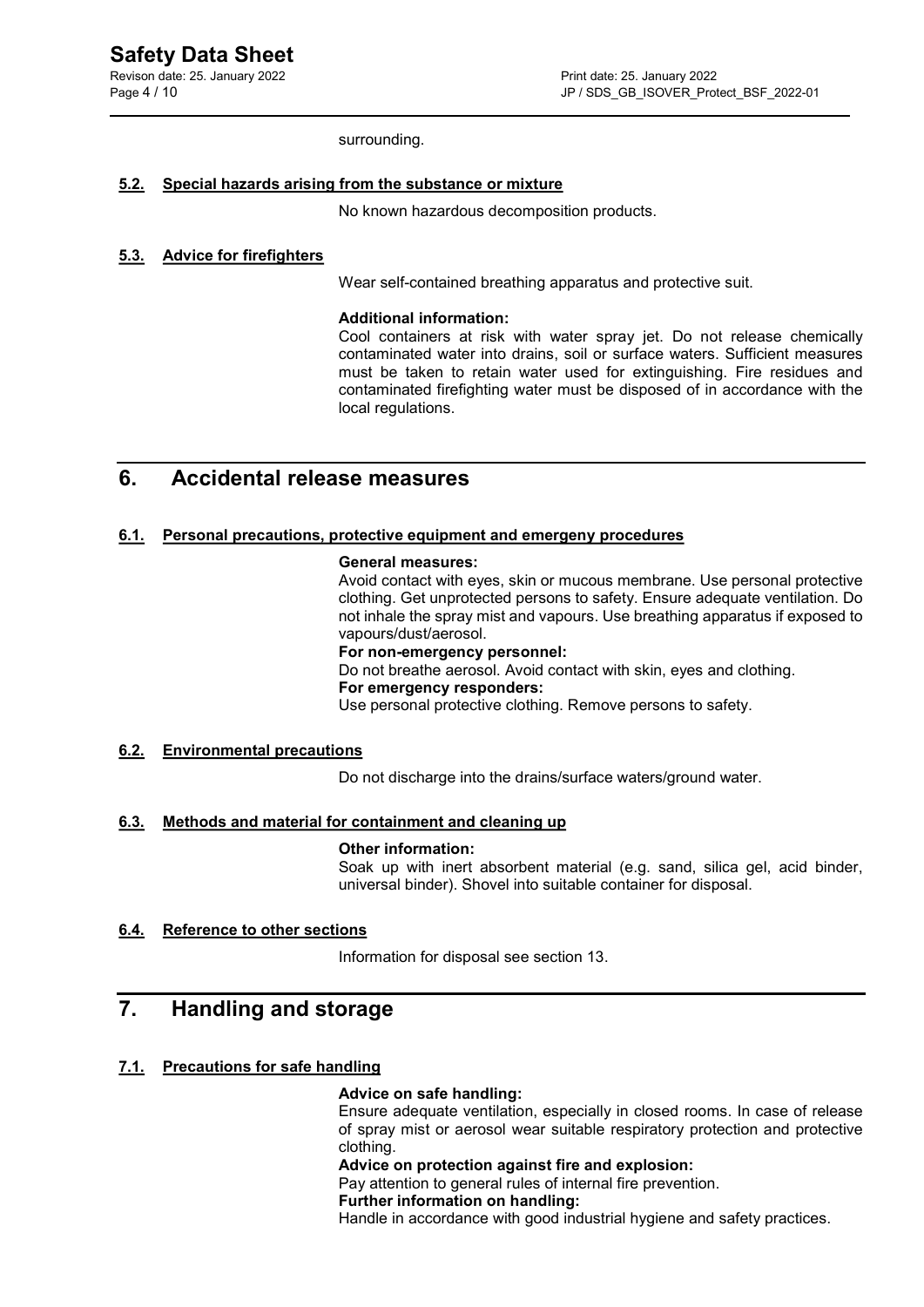surrounding.

### 5.2. Special hazards arising from the substance or mixture

No known hazardous decomposition products.

### 5.3. Advice for firefighters

Wear self-contained breathing apparatus and protective suit.

**Additional information:**
Cool containers at risk with water spray jet. Do not release chemically contaminated water into drains, soil or surface waters. Sufficient measures must be taken to retain water used for extinguishing. Fire residues and contaminated firefighting water must be disposed of in accordance with the local regulations.

## 6. Accidental release measures

### 6.1. Personal precautions, protective equipment and emergeny procedures

**General measures:**
Avoid contact with eyes, skin or mucous membrane. Use personal protective clothing. Get unprotected persons to safety. Ensure adequate ventilation. Do not inhale the spray mist and vapours. Use breathing apparatus if exposed to vapours/dust/aerosol.

**For non-emergency personnel:**
Do not breathe aerosol. Avoid contact with skin, eyes and clothing.

**For emergency responders:**
Use personal protective clothing. Remove persons to safety.

### 6.2. Environmental precautions

Do not discharge into the drains/surface waters/ground water.

### 6.3. Methods and material for containment and cleaning up

**Other information:**
Soak up with inert absorbent material (e.g. sand, silica gel, acid binder, universal binder). Shovel into suitable container for disposal.

### 6.4. Reference to other sections

Information for disposal see section 13.

## 7. Handling and storage

### 7.1. Precautions for safe handling

**Advice on safe handling:**
Ensure adequate ventilation, especially in closed rooms. In case of release of spray mist or aerosol wear suitable respiratory protection and protective clothing.

**Advice on protection against fire and explosion:**
Pay attention to general rules of internal fire prevention.

**Further information on handling:**
Handle in accordance with good industrial hygiene and safety practices.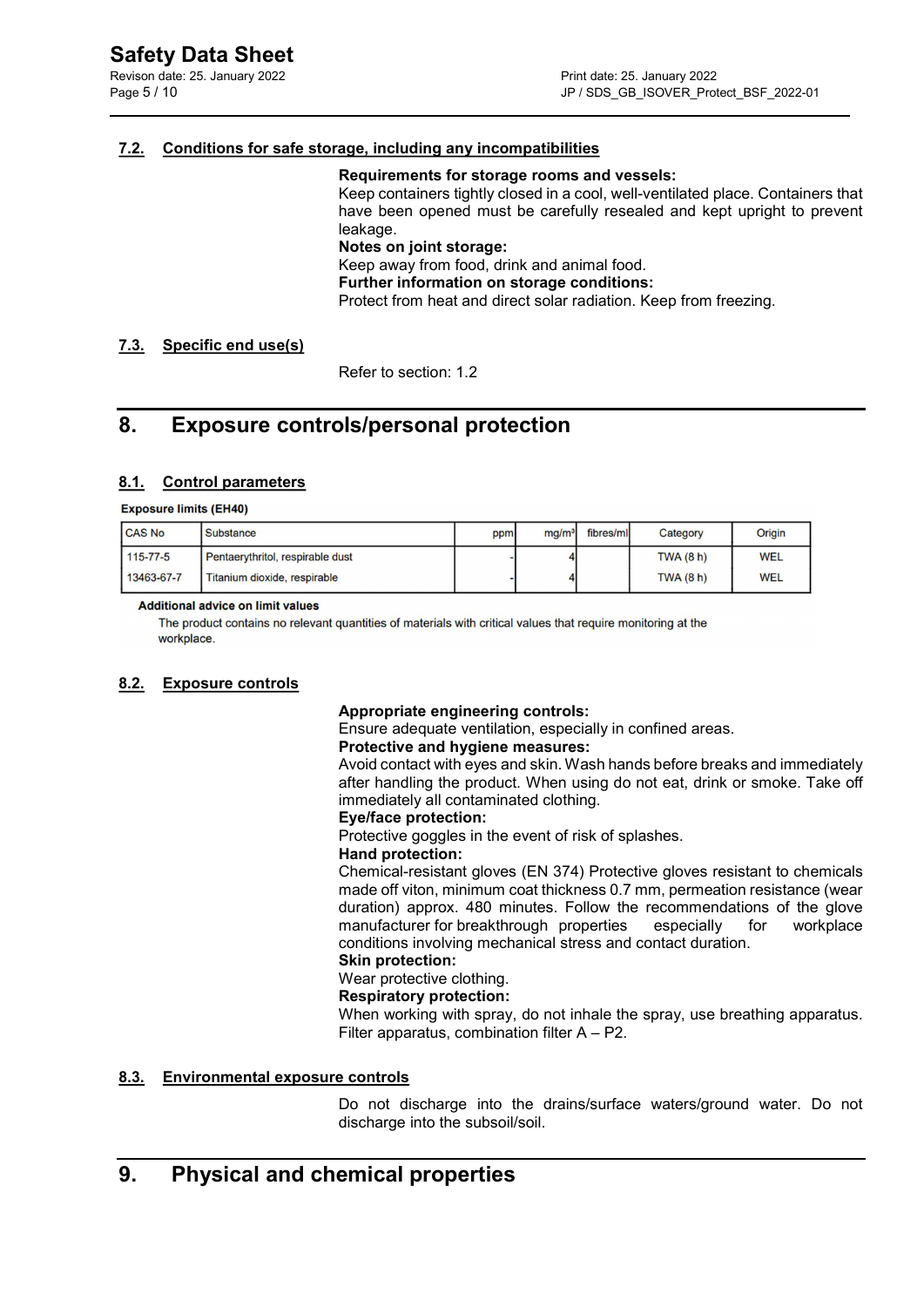### 7.2. Conditions for safe storage, including any incompatibilities

**Requirements for storage rooms and vessels:**
Keep containers tightly closed in a cool, well-ventilated place. Containers that have been opened must be carefully resealed and kept upright to prevent leakage.
**Notes on joint storage:**
Keep away from food, drink and animal food.
**Further information on storage conditions:**
Protect from heat and direct solar radiation. Keep from freezing.

### 7.3. Specific end use(s)

Refer to section: 1.2

## 8. Exposure controls/personal protection

### 8.1. Control parameters

**Exposure limits (EH40)**

| CAS No | Substance | ppm | mg/m³ | fibres/ml | Category | Origin |
|---|---|---|---|---|---|---|
| 115-77-5 | Pentaerythritol, respirable dust | - | 4 | | TWA (8 h) | WEL |
| 13463-67-7 | Titanium dioxide, respirable | - | 4 | | TWA (8 h) | WEL |

**Additional advice on limit values**

The product contains no relevant quantities of materials with critical values that require monitoring at the workplace.

### 8.2. Exposure controls

**Appropriate engineering controls:**
Ensure adequate ventilation, especially in confined areas.
**Protective and hygiene measures:**
Avoid contact with eyes and skin. Wash hands before breaks and immediately after handling the product. When using do not eat, drink or smoke. Take off immediately all contaminated clothing.
**Eye/face protection:**
Protective goggles in the event of risk of splashes.
**Hand protection:**
Chemical-resistant gloves (EN 374) Protective gloves resistant to chemicals made off viton, minimum coat thickness 0.7 mm, permeation resistance (wear duration) approx. 480 minutes. Follow the recommendations of the glove manufacturer for breakthrough properties especially for workplace conditions involving mechanical stress and contact duration.
**Skin protection:**
Wear protective clothing.
**Respiratory protection:**
When working with spray, do not inhale the spray, use breathing apparatus. Filter apparatus, combination filter A – P2.

### 8.3. Environmental exposure controls

Do not discharge into the drains/surface waters/ground water. Do not discharge into the subsoil/soil.

## 9. Physical and chemical properties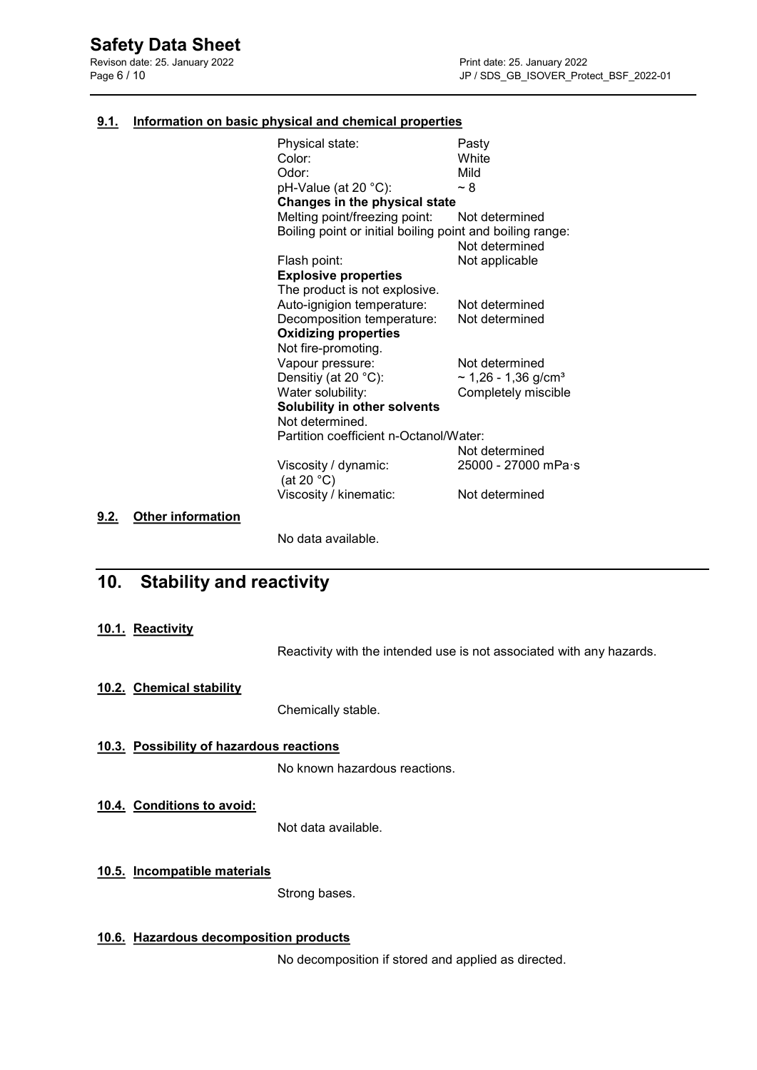### 9.1. Information on basic physical and chemical properties

| | |
|---|---|
| Physical state: | Pasty |
| Color: | White |
| Odor: | Mild |
| pH-Value (at 20 °C): | ~ 8 |
| **Changes in the physical state** | |
| Melting point/freezing point: | Not determined |
| Boiling point or initial boiling point and boiling range: | Not determined |
| Flash point: | Not applicable |
| **Explosive properties** | |
| The product is not explosive. | |
| Auto-ignigion temperature: | Not determined |
| Decomposition temperature: | Not determined |
| **Oxidizing properties** | |
| Not fire-promoting. | |
| Vapour pressure: | Not determined |
| Densitiy (at 20 °C): | ~ 1,26 - 1,36 g/cm³ |
| Water solubility: | Completely miscible |
| **Solubility in other solvents** | |
| Not determined. | |
| Partition coefficient n-Octanol/Water: | Not determined |
| Viscosity / dynamic: (at 20 °C) | 25000 - 27000 mPa·s |
| Viscosity / kinematic: | Not determined |

### 9.2. Other information

No data available.

## 10. Stability and reactivity

### 10.1. Reactivity

Reactivity with the intended use is not associated with any hazards.

### 10.2. Chemical stability

Chemically stable.

### 10.3. Possibility of hazardous reactions

No known hazardous reactions.

### 10.4. Conditions to avoid:

Not data available.

### 10.5. Incompatible materials

Strong bases.

### 10.6. Hazardous decomposition products

No decomposition if stored and applied as directed.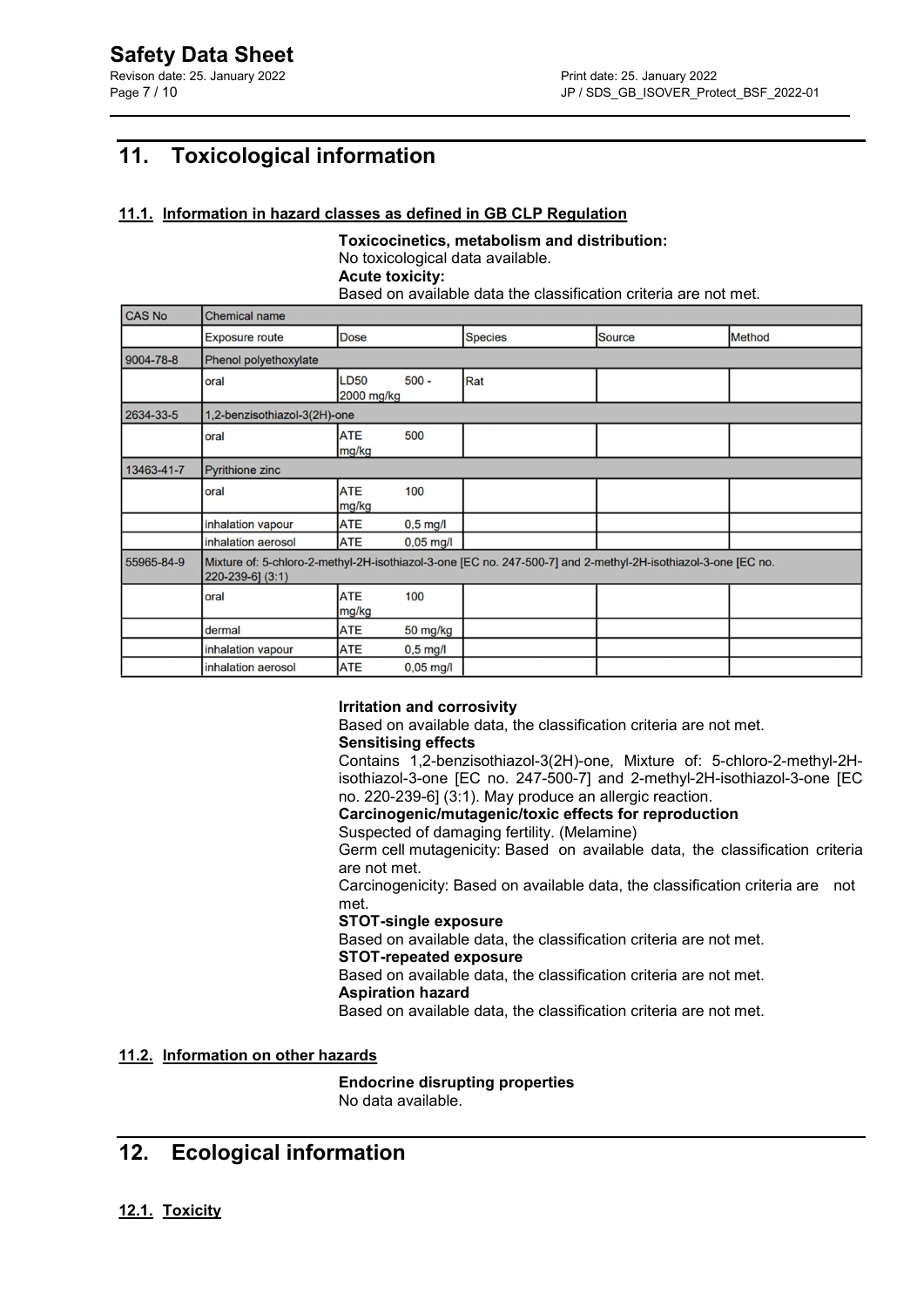## 11. Toxicological information

### 11.1. Information in hazard classes as defined in GB CLP Regulation

**Toxicocinetics, metabolism and distribution:**
No toxicological data available.
**Acute toxicity:**
Based on available data the classification criteria are not met.

| CAS No | Chemical name | | | | |
|---|---|---|---|---|---|
| | Exposure route | Dose | Species | Source | Method |
| 9004-78-8 | Phenol polyethoxylate | | | | |
| | oral | LD50 500 - 2000 mg/kg | Rat | | |
| 2634-33-5 | 1,2-benzisothiazol-3(2H)-one | | | | |
| | oral | ATE 500 mg/kg | | | |
| 13463-41-7 | Pyrithione zinc | | | | |
| | oral | ATE 100 mg/kg | | | |
| | inhalation vapour | ATE 0,5 mg/l | | | |
| | inhalation aerosol | ATE 0,05 mg/l | | | |
| 55965-84-9 | Mixture of: 5-chloro-2-methyl-2H-isothiazol-3-one [EC no. 247-500-7] and 2-methyl-2H-isothiazol-3-one [EC no. 220-239-6] (3:1) | | | | |
| | oral | ATE 100 mg/kg | | | |
| | dermal | ATE 50 mg/kg | | | |
| | inhalation vapour | ATE 0,5 mg/l | | | |
| | inhalation aerosol | ATE 0,05 mg/l | | | |

**Irritation and corrosivity**
Based on available data, the classification criteria are not met.
**Sensitising effects**
Contains 1,2-benzisothiazol-3(2H)-one, Mixture of: 5-chloro-2-methyl-2H-isothiazol-3-one [EC no. 247-500-7] and 2-methyl-2H-isothiazol-3-one [EC no. 220-239-6] (3:1). May produce an allergic reaction.
**Carcinogenic/mutagenic/toxic effects for reproduction**
Suspected of damaging fertility. (Melamine)
Germ cell mutagenicity: Based on available data, the classification criteria are not met.
Carcinogenicity: Based on available data, the classification criteria are not met.
**STOT-single exposure**
Based on available data, the classification criteria are not met.
**STOT-repeated exposure**
Based on available data, the classification criteria are not met.
**Aspiration hazard**
Based on available data, the classification criteria are not met.

### 11.2. Information on other hazards

**Endocrine disrupting properties**
No data available.

## 12. Ecological information

### 12.1. Toxicity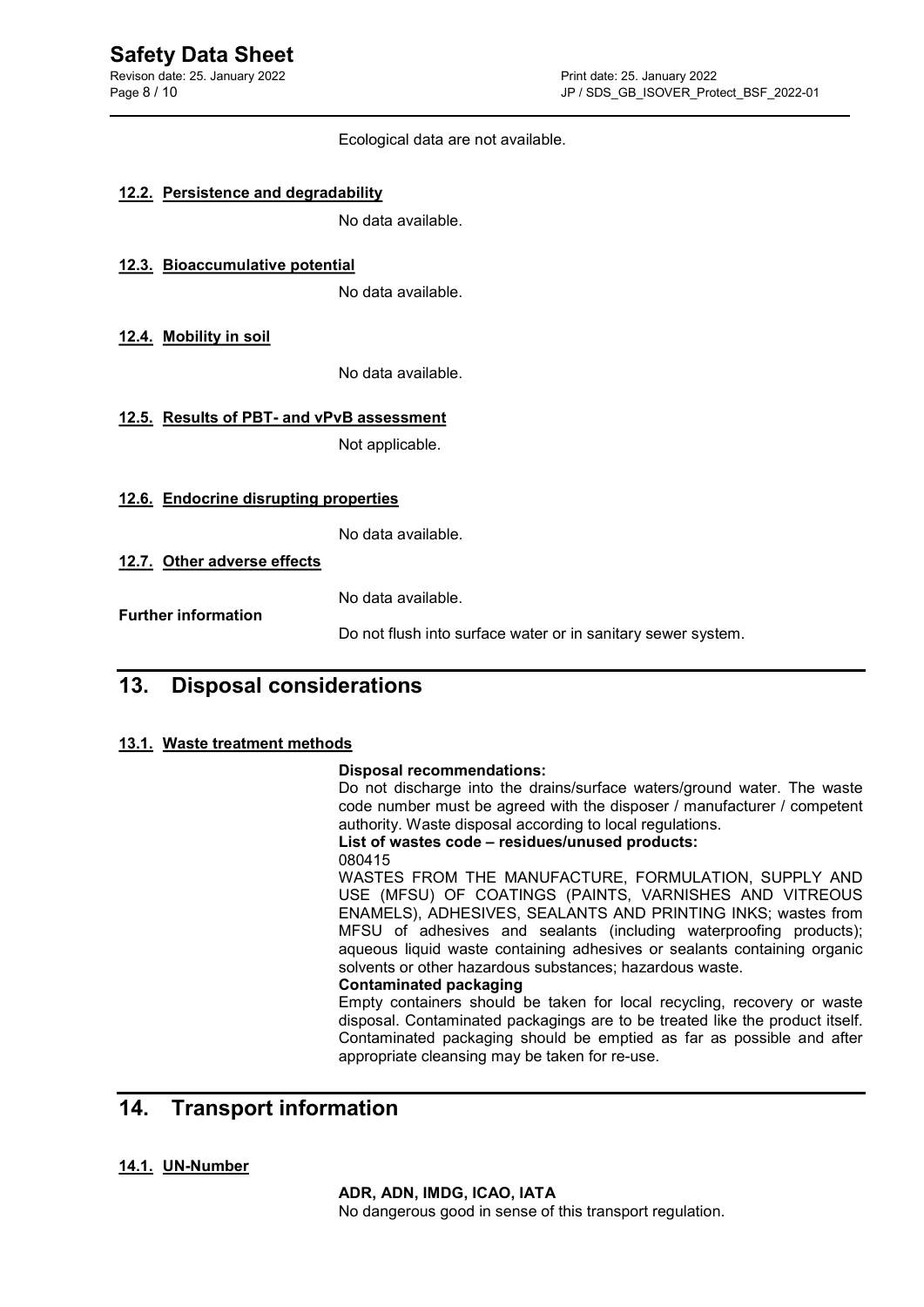Ecological data are not available.

### 12.2. Persistence and degradability

No data available.

### 12.3. Bioaccumulative potential

No data available.

### 12.4. Mobility in soil

No data available.

### 12.5. Results of PBT- and vPvB assessment

Not applicable.

### 12.6. Endocrine disrupting properties

No data available.

### 12.7. Other adverse effects

No data available.

**Further information**

Do not flush into surface water or in sanitary sewer system.

## 13. Disposal considerations

### 13.1. Waste treatment methods

**Disposal recommendations:**

Do not discharge into the drains/surface waters/ground water. The waste code number must be agreed with the disposer / manufacturer / competent authority. Waste disposal according to local regulations.

**List of wastes code – residues/unused products:**

080415

WASTES FROM THE MANUFACTURE, FORMULATION, SUPPLY AND USE (MFSU) OF COATINGS (PAINTS, VARNISHES AND VITREOUS ENAMELS), ADHESIVES, SEALANTS AND PRINTING INKS; wastes from MFSU of adhesives and sealants (including waterproofing products); aqueous liquid waste containing adhesives or sealants containing organic solvents or other hazardous substances; hazardous waste.

**Contaminated packaging**

Empty containers should be taken for local recycling, recovery or waste disposal. Contaminated packagings are to be treated like the product itself. Contaminated packaging should be emptied as far as possible and after appropriate cleansing may be taken for re-use.

## 14. Transport information

### 14.1. UN-Number

**ADR, ADN, IMDG, ICAO, IATA**

No dangerous good in sense of this transport regulation.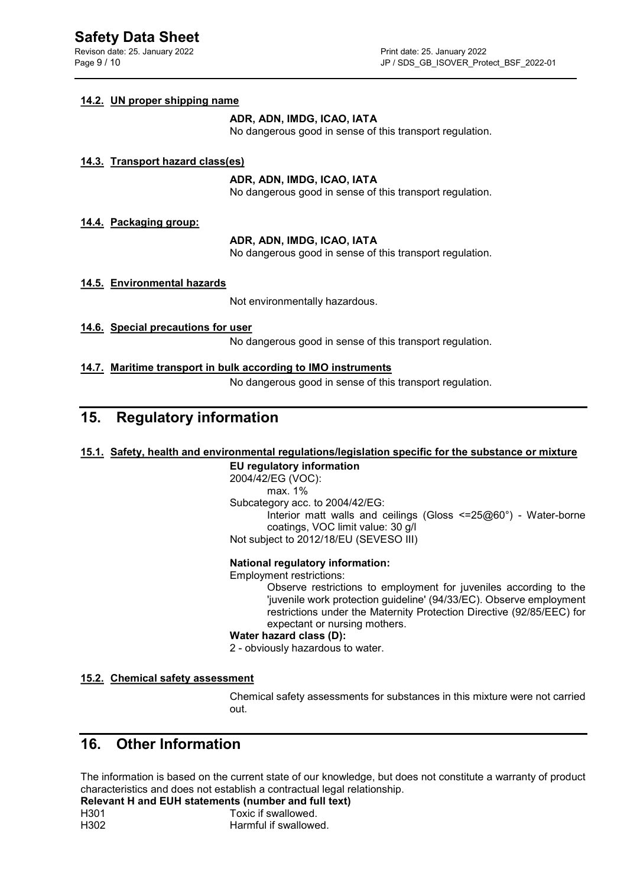### 14.2. UN proper shipping name

**ADR, ADN, IMDG, ICAO, IATA**
No dangerous good in sense of this transport regulation.

### 14.3. Transport hazard class(es)

**ADR, ADN, IMDG, ICAO, IATA**
No dangerous good in sense of this transport regulation.

### 14.4. Packaging group:

**ADR, ADN, IMDG, ICAO, IATA**
No dangerous good in sense of this transport regulation.

### 14.5. Environmental hazards

Not environmentally hazardous.

### 14.6. Special precautions for user

No dangerous good in sense of this transport regulation.

### 14.7. Maritime transport in bulk according to IMO instruments

No dangerous good in sense of this transport regulation.

## 15. Regulatory information

### 15.1. Safety, health and environmental regulations/legislation specific for the substance or mixture

**EU regulatory information**

2004/42/EG (VOC):
max. 1%

Subcategory acc. to 2004/42/EG:
Interior matt walls and ceilings (Gloss <=25@60°) - Water-borne coatings, VOC limit value: 30 g/l

Not subject to 2012/18/EU (SEVESO III)

**National regulatory information:**

Employment restrictions:
Observe restrictions to employment for juveniles according to the 'juvenile work protection guideline' (94/33/EC). Observe employment restrictions under the Maternity Protection Directive (92/85/EEC) for expectant or nursing mothers.

**Water hazard class (D):**
2 - obviously hazardous to water.

### 15.2. Chemical safety assessment

Chemical safety assessments for substances in this mixture were not carried out.

## 16. Other Information

The information is based on the current state of our knowledge, but does not constitute a warranty of product characteristics and does not establish a contractual legal relationship.

**Relevant H and EUH statements (number and full text)**

| | |
|---|---|
| H301 | Toxic if swallowed. |
| H302 | Harmful if swallowed. |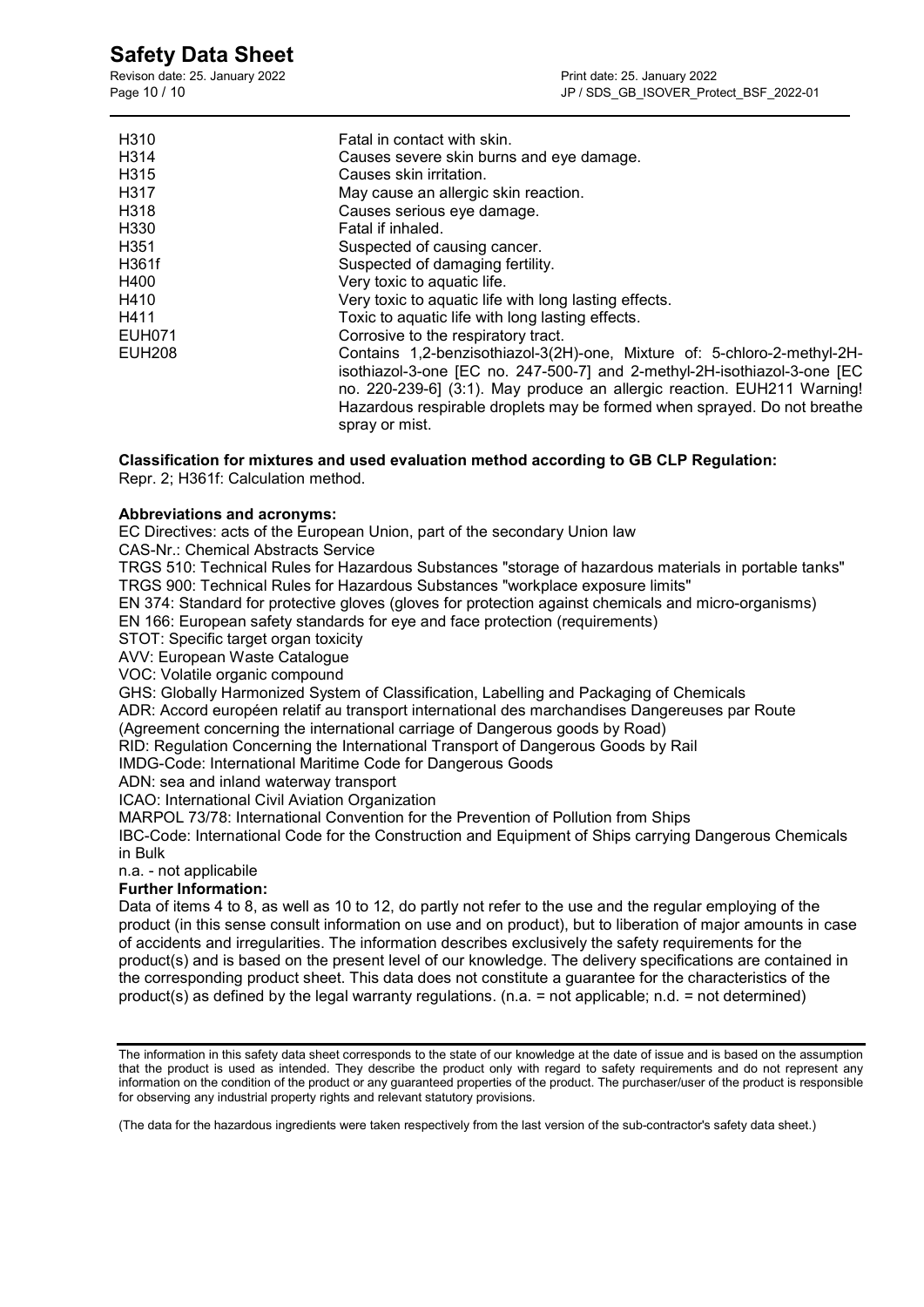| | |
|---|---|
| H310 | Fatal in contact with skin. |
| H314 | Causes severe skin burns and eye damage. |
| H315 | Causes skin irritation. |
| H317 | May cause an allergic skin reaction. |
| H318 | Causes serious eye damage. |
| H330 | Fatal if inhaled. |
| H351 | Suspected of causing cancer. |
| H361f | Suspected of damaging fertility. |
| H400 | Very toxic to aquatic life. |
| H410 | Very toxic to aquatic life with long lasting effects. |
| H411 | Toxic to aquatic life with long lasting effects. |
| EUH071 | Corrosive to the respiratory tract. |
| EUH208 | Contains 1,2-benzisothiazol-3(2H)-one, Mixture of: 5-chloro-2-methyl-2H-isothiazol-3-one [EC no. 247-500-7] and 2-methyl-2H-isothiazol-3-one [EC no. 220-239-6] (3:1). May produce an allergic reaction. EUH211 Warning! Hazardous respirable droplets may be formed when sprayed. Do not breathe spray or mist. |

**Classification for mixtures and used evaluation method according to GB CLP Regulation:**

Repr. 2; H361f: Calculation method.

**Abbreviations and acronyms:**

EC Directives: acts of the European Union, part of the secondary Union law
CAS-Nr.: Chemical Abstracts Service
TRGS 510: Technical Rules for Hazardous Substances "storage of hazardous materials in portable tanks"
TRGS 900: Technical Rules for Hazardous Substances "workplace exposure limits"
EN 374: Standard for protective gloves (gloves for protection against chemicals and micro-organisms)
EN 166: European safety standards for eye and face protection (requirements)
STOT: Specific target organ toxicity
AVV: European Waste Catalogue
VOC: Volatile organic compound
GHS: Globally Harmonized System of Classification, Labelling and Packaging of Chemicals
ADR: Accord européen relatif au transport international des marchandises Dangereuses par Route (Agreement concerning the international carriage of Dangerous goods by Road)
RID: Regulation Concerning the International Transport of Dangerous Goods by Rail
IMDG-Code: International Maritime Code for Dangerous Goods
ADN: sea and inland waterway transport
ICAO: International Civil Aviation Organization
MARPOL 73/78: International Convention for the Prevention of Pollution from Ships
IBC-Code: International Code for the Construction and Equipment of Ships carrying Dangerous Chemicals in Bulk
n.a. - not applicabile

**Further Information:**

Data of items 4 to 8, as well as 10 to 12, do partly not refer to the use and the regular employing of the product (in this sense consult information on use and on product), but to liberation of major amounts in case of accidents and irregularities. The information describes exclusively the safety requirements for the product(s) and is based on the present level of our knowledge. The delivery specifications are contained in the corresponding product sheet. This data does not constitute a guarantee for the characteristics of the product(s) as defined by the legal warranty regulations. (n.a. = not applicable; n.d. = not determined)

The information in this safety data sheet corresponds to the state of our knowledge at the date of issue and is based on the assumption that the product is used as intended. They describe the product only with regard to safety requirements and do not represent any information on the condition of the product or any guaranteed properties of the product. The purchaser/user of the product is responsible for observing any industrial property rights and relevant statutory provisions.

(The data for the hazardous ingredients were taken respectively from the last version of the sub-contractor's safety data sheet.)